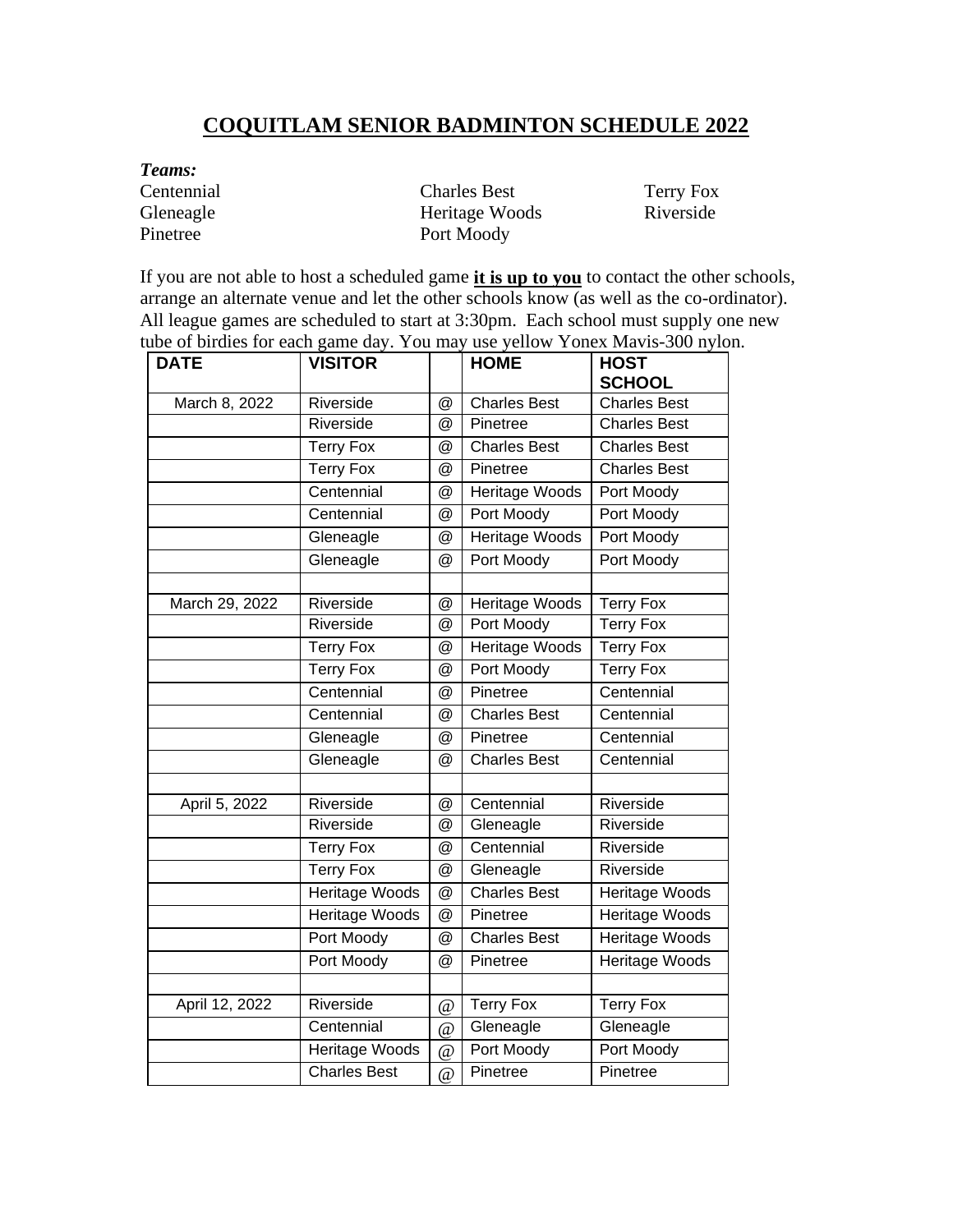# COQUITLAM SENIOR BADMINTON SCHEDULE 2022

***Teams:***

Centennial
Gleneagle
Pinetree
Charles Best
Heritage Woods
Port Moody
Terry Fox
Riverside

If you are not able to host a scheduled game **it is up to you** to contact the other schools, arrange an alternate venue and let the other schools know (as well as the co-ordinator). All league games are scheduled to start at 3:30pm. Each school must supply one new tube of birdies for each game day. You may use yellow Yonex Mavis-300 nylon.

| DATE | VISITOR | | HOME | HOST SCHOOL |
|---|---|---|---|---|
| March 8, 2022 | Riverside | @ | Charles Best | Charles Best |
| | Riverside | @ | Pinetree | Charles Best |
| | Terry Fox | @ | Charles Best | Charles Best |
| | Terry Fox | @ | Pinetree | Charles Best |
| | Centennial | @ | Heritage Woods | Port Moody |
| | Centennial | @ | Port Moody | Port Moody |
| | Gleneagle | @ | Heritage Woods | Port Moody |
| | Gleneagle | @ | Port Moody | Port Moody |
| | | | | |
| March 29, 2022 | Riverside | @ | Heritage Woods | Terry Fox |
| | Riverside | @ | Port Moody | Terry Fox |
| | Terry Fox | @ | Heritage Woods | Terry Fox |
| | Terry Fox | @ | Port Moody | Terry Fox |
| | Centennial | @ | Pinetree | Centennial |
| | Centennial | @ | Charles Best | Centennial |
| | Gleneagle | @ | Pinetree | Centennial |
| | Gleneagle | @ | Charles Best | Centennial |
| | | | | |
| April 5, 2022 | Riverside | @ | Centennial | Riverside |
| | Riverside | @ | Gleneagle | Riverside |
| | Terry Fox | @ | Centennial | Riverside |
| | Terry Fox | @ | Gleneagle | Riverside |
| | Heritage Woods | @ | Charles Best | Heritage Woods |
| | Heritage Woods | @ | Pinetree | Heritage Woods |
| | Port Moody | @ | Charles Best | Heritage Woods |
| | Port Moody | @ | Pinetree | Heritage Woods |
| | | | | |
| April 12, 2022 | Riverside | @ | Terry Fox | Terry Fox |
| | Centennial | @ | Gleneagle | Gleneagle |
| | Heritage Woods | @ | Port Moody | Port Moody |
| | Charles Best | @ | Pinetree | Pinetree |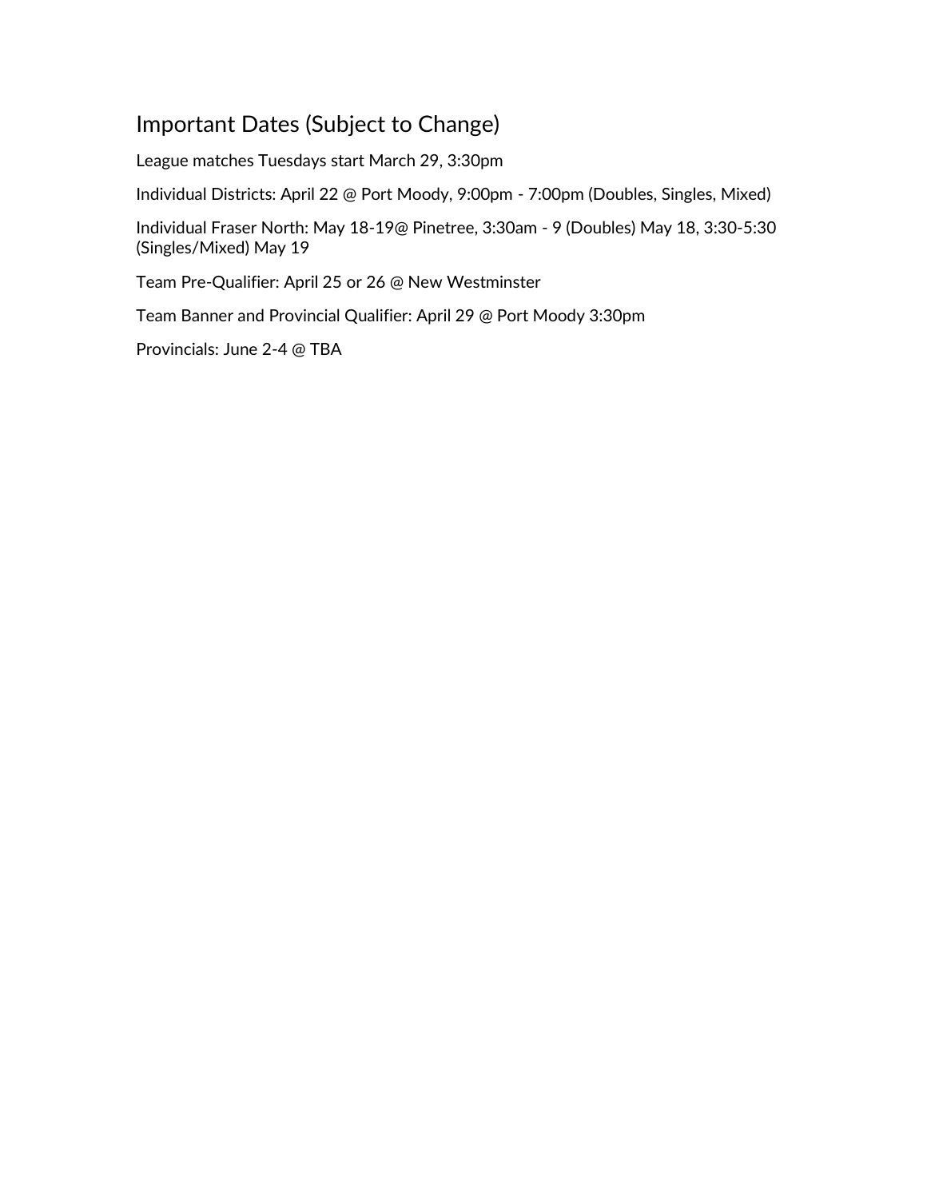## Important Dates (Subject to Change)

League matches Tuesdays start March 29, 3:30pm

Individual Districts: April 22 @ Port Moody, 9:00pm - 7:00pm (Doubles, Singles, Mixed)

Individual Fraser North: May 18-19@ Pinetree, 3:30am - 9 (Doubles) May 18, 3:30-5:30 (Singles/Mixed) May 19

Team Pre-Qualifier: April 25 or 26 @ New Westminster

Team Banner and Provincial Qualifier: April 29 @ Port Moody 3:30pm

Provincials: June 2-4 @ TBA